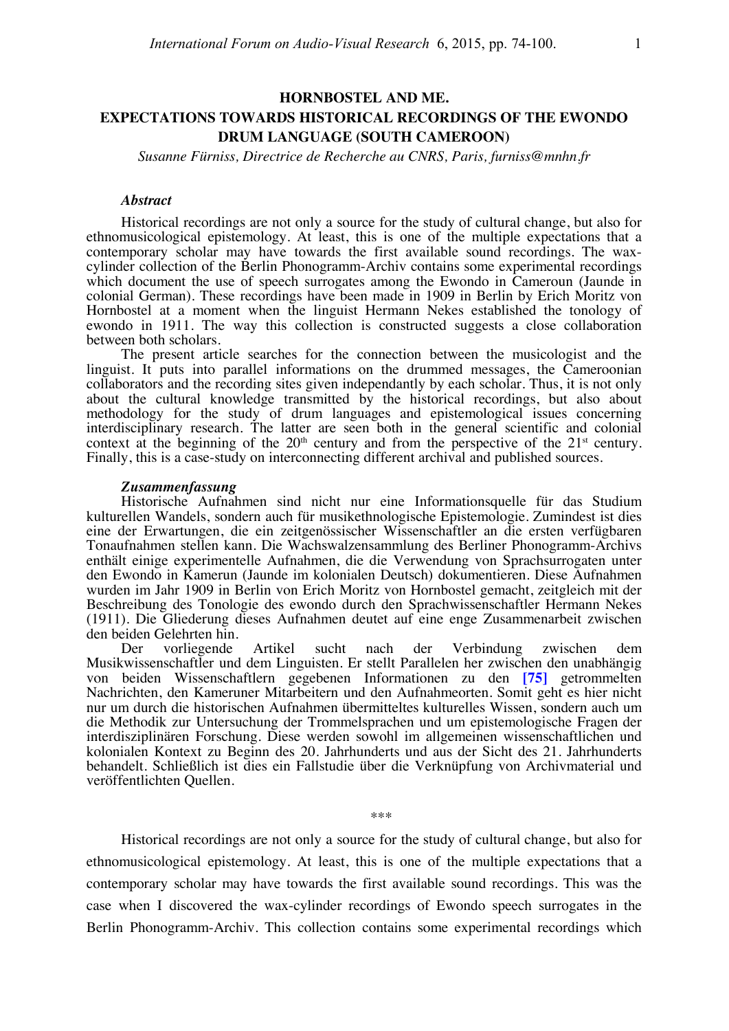# HORNBOSTEL AND ME.
# EXPECTATIONS TOWARDS HISTORICAL RECORDINGS OF THE EWONDO DRUM LANGUAGE (SOUTH CAMEROON)

*Susanne Fürniss, Directrice de Recherche au CNRS, Paris, furniss@mnhn.fr*

### *Abstract*

Historical recordings are not only a source for the study of cultural change, but also for ethnomusicological epistemology. At least, this is one of the multiple expectations that a contemporary scholar may have towards the first available sound recordings. The wax-cylinder collection of the Berlin Phonogramm-Archiv contains some experimental recordings which document the use of speech surrogates among the Ewondo in Cameroun (Jaunde in colonial German). These recordings have been made in 1909 in Berlin by Erich Moritz von Hornbostel at a moment when the linguist Hermann Nekes established the tonology of ewondo in 1911. The way this collection is constructed suggests a close collaboration between both scholars.

The present article searches for the connection between the musicologist and the linguist. It puts into parallel informations on the drummed messages, the Cameroonian collaborators and the recording sites given independantly by each scholar. Thus, it is not only about the cultural knowledge transmitted by the historical recordings, but also about methodology for the study of drum languages and epistemological issues concerning interdisciplinary research. The latter are seen both in the general scientific and colonial context at the beginning of the 20th century and from the perspective of the 21st century. Finally, this is a case-study on interconnecting different archival and published sources.

### *Zusammenfassung*

Historische Aufnahmen sind nicht nur eine Informationsquelle für das Studium kulturellen Wandels, sondern auch für musikethnologische Epistemologie. Zumindest ist dies eine der Erwartungen, die ein zeitgenössischer Wissenschaftler an die ersten verfügbaren Tonaufnahmen stellen kann. Die Wachswalzensammlung des Berliner Phonogramm-Archivs enthält einige experimentelle Aufnahmen, die die Verwendung von Sprachsurrogaten unter den Ewondo in Kamerun (Jaunde im kolonialen Deutsch) dokumentieren. Diese Aufnahmen wurden im Jahr 1909 in Berlin von Erich Moritz von Hornbostel gemacht, zeitgleich mit der Beschreibung des Tonologie des ewondo durch den Sprachwissenschaftler Hermann Nekes (1911). Die Gliederung dieses Aufnahmen deutet auf eine enge Zusammenarbeit zwischen den beiden Gelehrten hin.

Der vorliegende Artikel sucht nach der Verbindung zwischen dem Musikwissenschaftler und dem Linguisten. Er stellt Parallelen her zwischen den unabhängig von beiden Wissenschaftlern gegebenen Informationen zu den **[75]** getrommelten Nachrichten, den Kameruner Mitarbeitern und den Aufnahmeorten. Somit geht es hier nicht nur um durch die historischen Aufnahmen übermitteltes kulturelles Wissen, sondern auch um die Methodik zur Untersuchung der Trommelsprachen und um epistemologische Fragen der interdisziplinären Forschung. Diese werden sowohl im allgemeinen wissenschaftlichen und kolonialen Kontext zu Beginn des 20. Jahrhunderts und aus der Sicht des 21. Jahrhunderts behandelt. Schließlich ist dies ein Fallstudie über die Verknüpfung von Archivmaterial und veröffentlichten Quellen.

\*\*\*

Historical recordings are not only a source for the study of cultural change, but also for ethnomusicological epistemology. At least, this is one of the multiple expectations that a contemporary scholar may have towards the first available sound recordings. This was the case when I discovered the wax-cylinder recordings of Ewondo speech surrogates in the Berlin Phonogramm-Archiv. This collection contains some experimental recordings which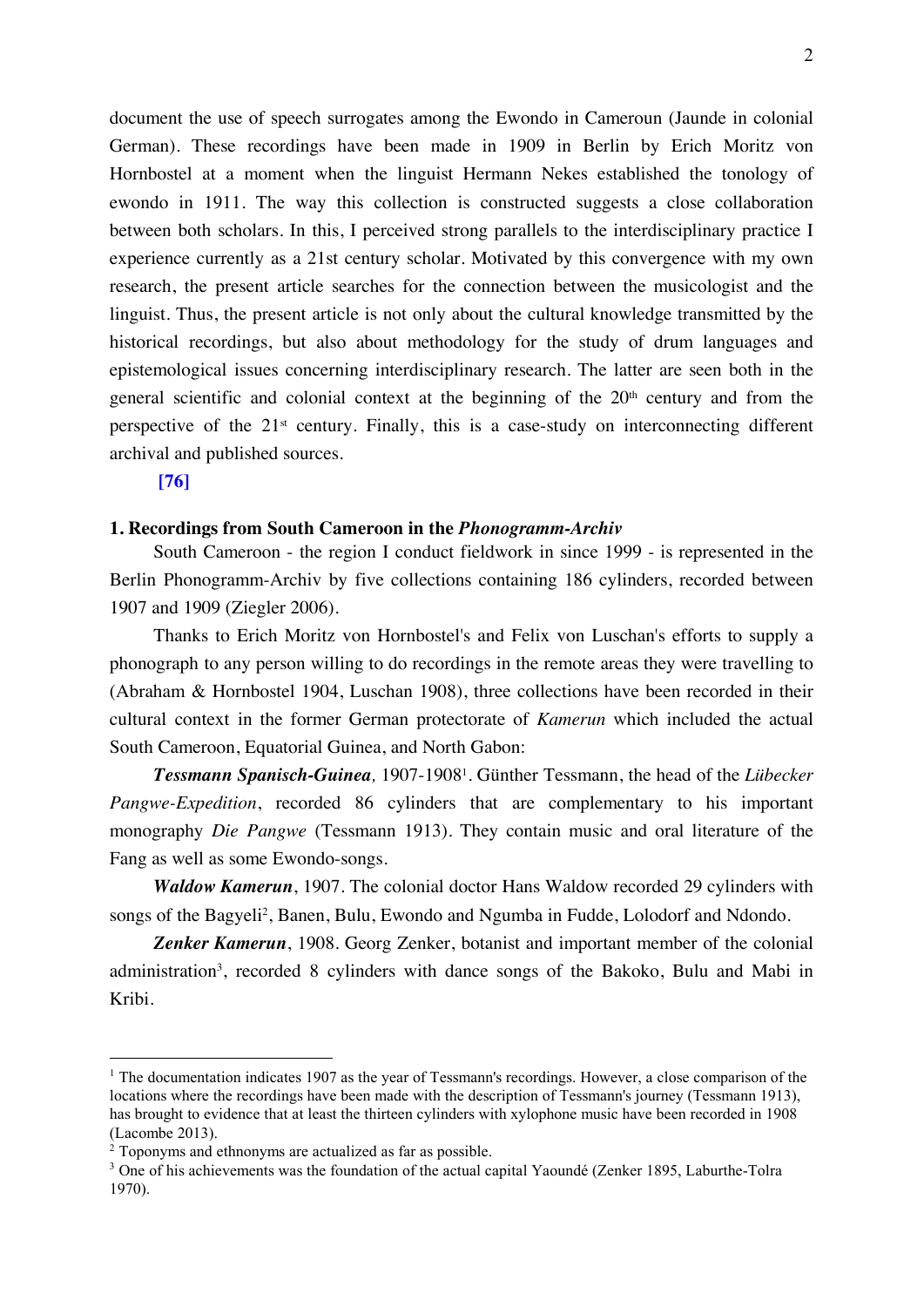document the use of speech surrogates among the Ewondo in Cameroun (Jaunde in colonial German). These recordings have been made in 1909 in Berlin by Erich Moritz von Hornbostel at a moment when the linguist Hermann Nekes established the tonology of ewondo in 1911. The way this collection is constructed suggests a close collaboration between both scholars. In this, I perceived strong parallels to the interdisciplinary practice I experience currently as a 21st century scholar. Motivated by this convergence with my own research, the present article searches for the connection between the musicologist and the linguist. Thus, the present article is not only about the cultural knowledge transmitted by the historical recordings, but also about methodology for the study of drum languages and epistemological issues concerning interdisciplinary research. The latter are seen both in the general scientific and colonial context at the beginning of the 20th century and from the perspective of the 21st century. Finally, this is a case-study on interconnecting different archival and published sources.

**[76]**

## 1. Recordings from South Cameroon in the *Phonogramm-Archiv*

South Cameroon - the region I conduct fieldwork in since 1999 - is represented in the Berlin Phonogramm-Archiv by five collections containing 186 cylinders, recorded between 1907 and 1909 (Ziegler 2006).

Thanks to Erich Moritz von Hornbostel's and Felix von Luschan's efforts to supply a phonograph to any person willing to do recordings in the remote areas they were travelling to (Abraham & Hornbostel 1904, Luschan 1908), three collections have been recorded in their cultural context in the former German protectorate of *Kamerun* which included the actual South Cameroon, Equatorial Guinea, and North Gabon:

***Tessmann Spanisch-Guinea**,* 1907-1908[1]. Günther Tessmann, the head of the *Lübecker Pangwe-Expedition*, recorded 86 cylinders that are complementary to his important monography *Die Pangwe* (Tessmann 1913). They contain music and oral literature of the Fang as well as some Ewondo-songs.

***Waldow Kamerun***, 1907. The colonial doctor Hans Waldow recorded 29 cylinders with songs of the Bagyeli[2], Banen, Bulu, Ewondo and Ngumba in Fudde, Lolodorf and Ndondo.

***Zenker Kamerun***, 1908. Georg Zenker, botanist and important member of the colonial administration[3], recorded 8 cylinders with dance songs of the Bakoko, Bulu and Mabi in Kribi.

---

[1] The documentation indicates 1907 as the year of Tessmann's recordings. However, a close comparison of the locations where the recordings have been made with the description of Tessmann's journey (Tessmann 1913), has brought to evidence that at least the thirteen cylinders with xylophone music have been recorded in 1908 (Lacombe 2013).

[2] Toponyms and ethnonyms are actualized as far as possible.

[3] One of his achievements was the foundation of the actual capital Yaoundé (Zenker 1895, Laburthe-Tolra 1970).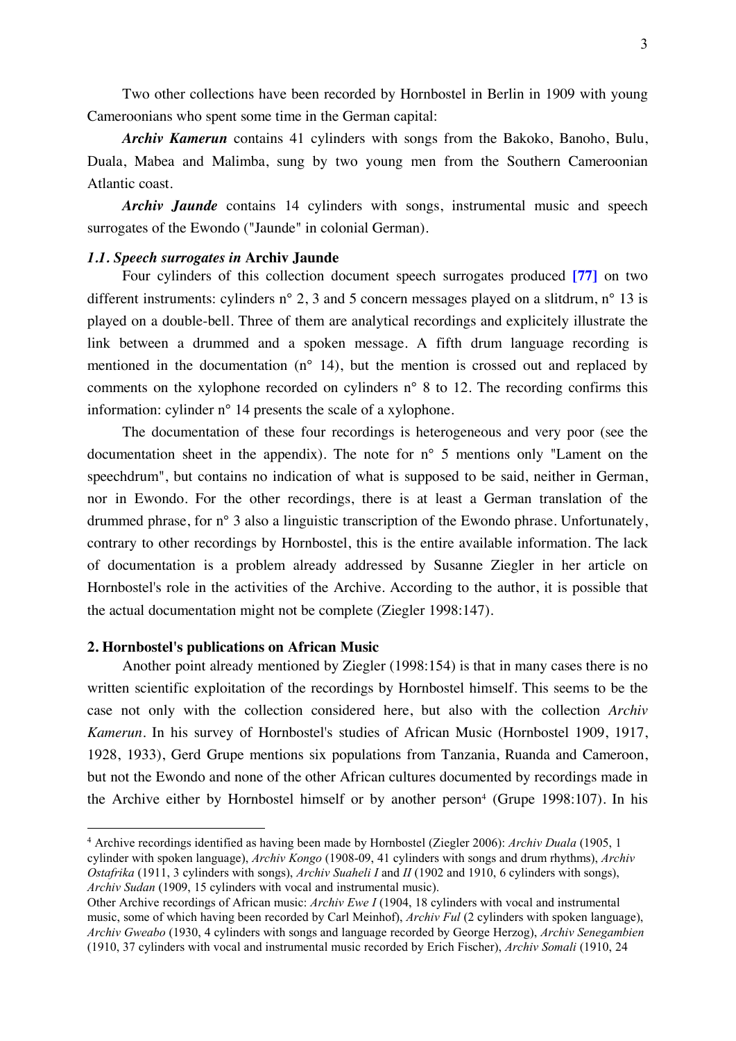Two other collections have been recorded by Hornbostel in Berlin in 1909 with young Cameroonians who spent some time in the German capital:

***Archiv Kamerun*** contains 41 cylinders with songs from the Bakoko, Banoho, Bulu, Duala, Mabea and Malimba, sung by two young men from the Southern Cameroonian Atlantic coast.

***Archiv Jaunde*** contains 14 cylinders with songs, instrumental music and speech surrogates of the Ewondo ("Jaunde" in colonial German).

### *1.1. Speech surrogates in* Archiv Jaunde

Four cylinders of this collection document speech surrogates produced **[77]** on two different instruments: cylinders n° 2, 3 and 5 concern messages played on a slitdrum, n° 13 is played on a double-bell. Three of them are analytical recordings and explicitely illustrate the link between a drummed and a spoken message. A fifth drum language recording is mentioned in the documentation (n° 14), but the mention is crossed out and replaced by comments on the xylophone recorded on cylinders n° 8 to 12. The recording confirms this information: cylinder n° 14 presents the scale of a xylophone.

The documentation of these four recordings is heterogeneous and very poor (see the documentation sheet in the appendix). The note for n° 5 mentions only "Lament on the speechdrum", but contains no indication of what is supposed to be said, neither in German, nor in Ewondo. For the other recordings, there is at least a German translation of the drummed phrase, for n° 3 also a linguistic transcription of the Ewondo phrase. Unfortunately, contrary to other recordings by Hornbostel, this is the entire available information. The lack of documentation is a problem already addressed by Susanne Ziegler in her article on Hornbostel's role in the activities of the Archive. According to the author, it is possible that the actual documentation might not be complete (Ziegler 1998:147).

## 2. Hornbostel's publications on African Music

Another point already mentioned by Ziegler (1998:154) is that in many cases there is no written scientific exploitation of the recordings by Hornbostel himself. This seems to be the case not only with the collection considered here, but also with the collection *Archiv Kamerun*. In his survey of Hornbostel's studies of African Music (Hornbostel 1909, 1917, 1928, 1933), Gerd Grupe mentions six populations from Tanzania, Ruanda and Cameroon, but not the Ewondo and none of the other African cultures documented by recordings made in the Archive either by Hornbostel himself or by another person[4] (Grupe 1998:107). In his

---

[4] Archive recordings identified as having been made by Hornbostel (Ziegler 2006): *Archiv Duala* (1905, 1 cylinder with spoken language), *Archiv Kongo* (1908-09, 41 cylinders with songs and drum rhythms), *Archiv Ostafrika* (1911, 3 cylinders with songs), *Archiv Suaheli I* and *II* (1902 and 1910, 6 cylinders with songs), *Archiv Sudan* (1909, 15 cylinders with vocal and instrumental music).
Other Archive recordings of African music: *Archiv Ewe I* (1904, 18 cylinders with vocal and instrumental music, some of which having been recorded by Carl Meinhof), *Archiv Ful* (2 cylinders with spoken language), *Archiv Gweabo* (1930, 4 cylinders with songs and language recorded by George Herzog), *Archiv Senegambien* (1910, 37 cylinders with vocal and instrumental music recorded by Erich Fischer), *Archiv Somali* (1910, 24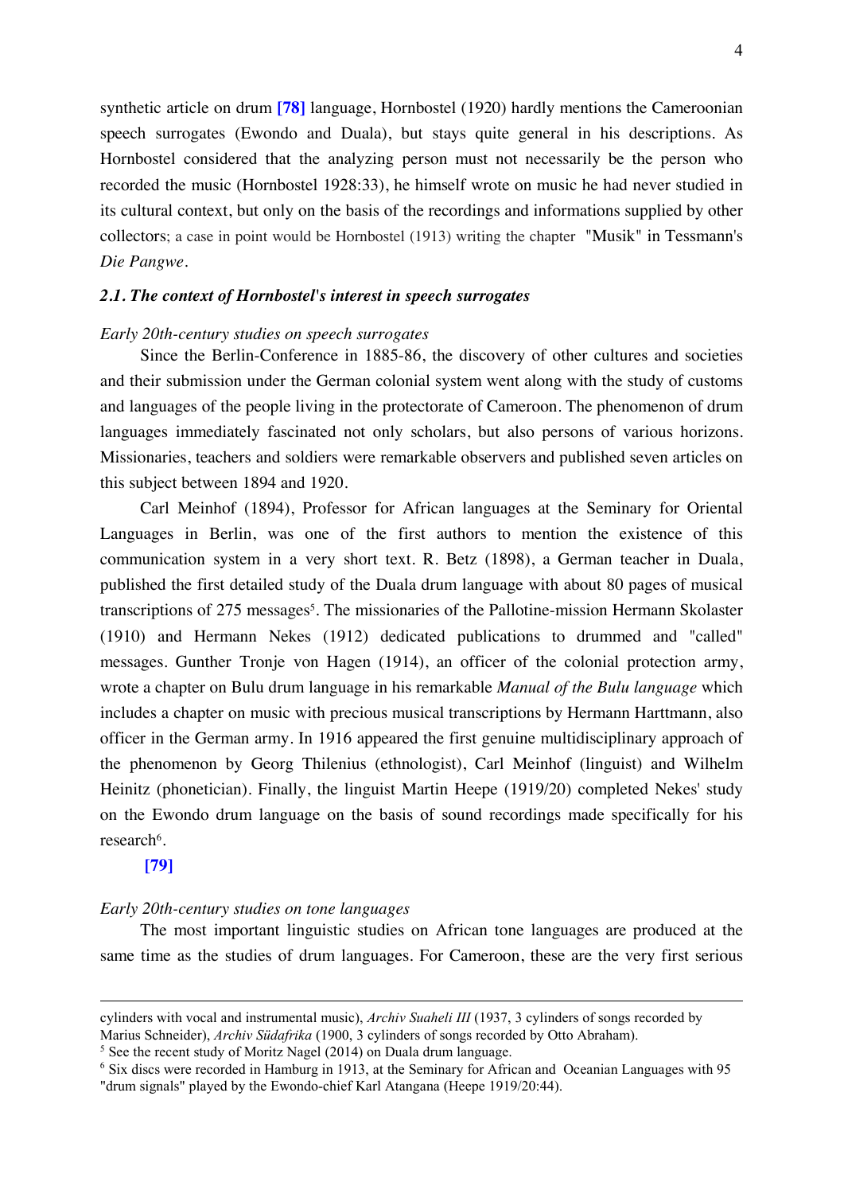synthetic article on drum **[78]** language, Hornbostel (1920) hardly mentions the Cameroonian speech surrogates (Ewondo and Duala), but stays quite general in his descriptions. As Hornbostel considered that the analyzing person must not necessarily be the person who recorded the music (Hornbostel 1928:33), he himself wrote on music he had never studied in its cultural context, but only on the basis of the recordings and informations supplied by other collectors; a case in point would be Hornbostel (1913) writing the chapter "Musik" in Tessmann's *Die Pangwe*.

### *2.1. The context of Hornbostel's interest in speech surrogates*

*Early 20th-century studies on speech surrogates*

Since the Berlin-Conference in 1885-86, the discovery of other cultures and societies and their submission under the German colonial system went along with the study of customs and languages of the people living in the protectorate of Cameroon. The phenomenon of drum languages immediately fascinated not only scholars, but also persons of various horizons. Missionaries, teachers and soldiers were remarkable observers and published seven articles on this subject between 1894 and 1920.

Carl Meinhof (1894), Professor for African languages at the Seminary for Oriental Languages in Berlin, was one of the first authors to mention the existence of this communication system in a very short text. R. Betz (1898), a German teacher in Duala, published the first detailed study of the Duala drum language with about 80 pages of musical transcriptions of 275 messages[5]. The missionaries of the Pallotine-mission Hermann Skolaster (1910) and Hermann Nekes (1912) dedicated publications to drummed and "called" messages. Gunther Tronje von Hagen (1914), an officer of the colonial protection army, wrote a chapter on Bulu drum language in his remarkable *Manual of the Bulu language* which includes a chapter on music with precious musical transcriptions by Hermann Harttmann, also officer in the German army. In 1916 appeared the first genuine multidisciplinary approach of the phenomenon by Georg Thilenius (ethnologist), Carl Meinhof (linguist) and Wilhelm Heinitz (phonetician). Finally, the linguist Martin Heepe (1919/20) completed Nekes' study on the Ewondo drum language on the basis of sound recordings made specifically for his research[6].

**[79]**

*Early 20th-century studies on tone languages*

The most important linguistic studies on African tone languages are produced at the same time as the studies of drum languages. For Cameroon, these are the very first serious

---

cylinders with vocal and instrumental music), *Archiv Suaheli III* (1937, 3 cylinders of songs recorded by Marius Schneider), *Archiv Südafrika* (1900, 3 cylinders of songs recorded by Otto Abraham).

[5] See the recent study of Moritz Nagel (2014) on Duala drum language.

[6] Six discs were recorded in Hamburg in 1913, at the Seminary for African and Oceanian Languages with 95 "drum signals" played by the Ewondo-chief Karl Atangana (Heepe 1919/20:44).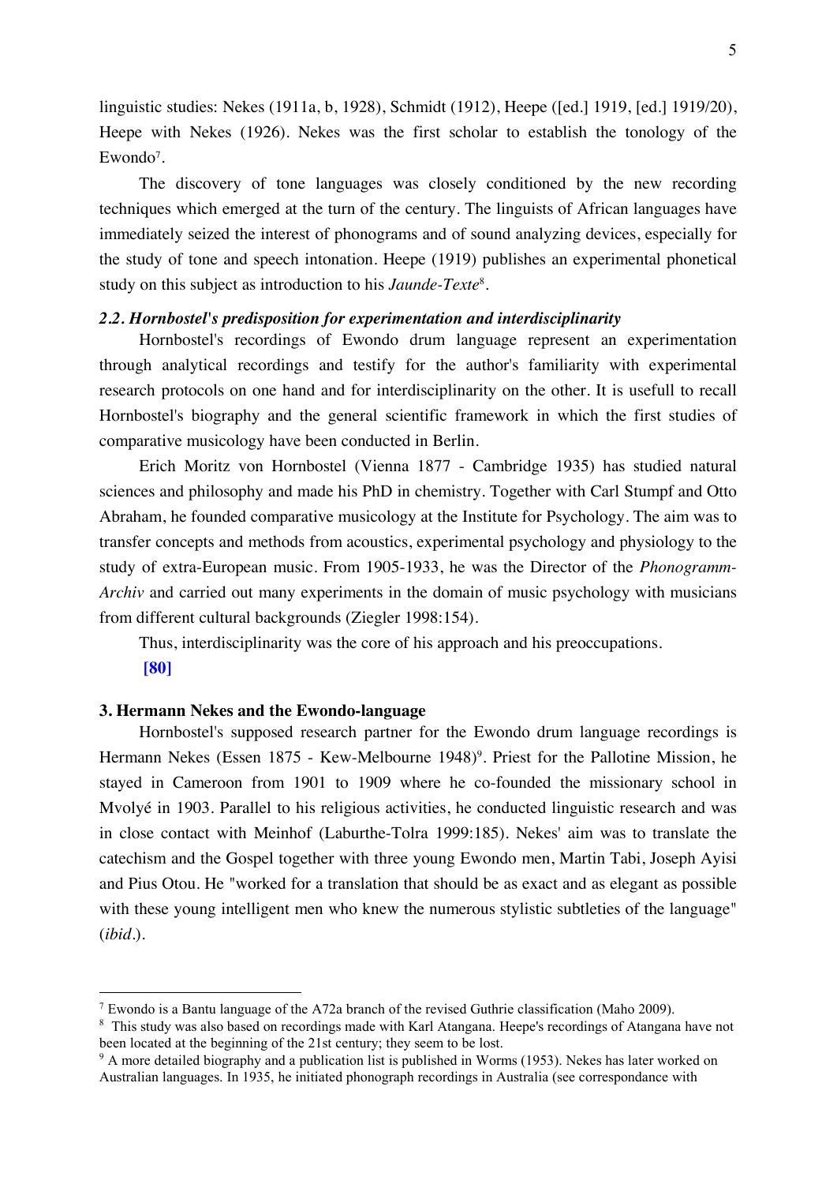linguistic studies: Nekes (1911a, b, 1928), Schmidt (1912), Heepe ([ed.] 1919, [ed.] 1919/20), Heepe with Nekes (1926). Nekes was the first scholar to establish the tonology of the Ewondo[7].

The discovery of tone languages was closely conditioned by the new recording techniques which emerged at the turn of the century. The linguists of African languages have immediately seized the interest of phonograms and of sound analyzing devices, especially for the study of tone and speech intonation. Heepe (1919) publishes an experimental phonetical study on this subject as introduction to his *Jaunde-Texte*[8].

### *2.2. Hornbostel's predisposition for experimentation and interdisciplinarity*

Hornbostel's recordings of Ewondo drum language represent an experimentation through analytical recordings and testify for the author's familiarity with experimental research protocols on one hand and for interdisciplinarity on the other. It is usefull to recall Hornbostel's biography and the general scientific framework in which the first studies of comparative musicology have been conducted in Berlin.

Erich Moritz von Hornbostel (Vienna 1877 - Cambridge 1935) has studied natural sciences and philosophy and made his PhD in chemistry. Together with Carl Stumpf and Otto Abraham, he founded comparative musicology at the Institute for Psychology. The aim was to transfer concepts and methods from acoustics, experimental psychology and physiology to the study of extra-European music. From 1905-1933, he was the Director of the *Phonogramm-Archiv* and carried out many experiments in the domain of music psychology with musicians from different cultural backgrounds (Ziegler 1998:154).

Thus, interdisciplinarity was the core of his approach and his preoccupations.

**[80]**

## 3. Hermann Nekes and the Ewondo-language

Hornbostel's supposed research partner for the Ewondo drum language recordings is Hermann Nekes (Essen 1875 - Kew-Melbourne 1948)[9]. Priest for the Pallotine Mission, he stayed in Cameroon from 1901 to 1909 where he co-founded the missionary school in Mvolyé in 1903. Parallel to his religious activities, he conducted linguistic research and was in close contact with Meinhof (Laburthe-Tolra 1999:185). Nekes' aim was to translate the catechism and the Gospel together with three young Ewondo men, Martin Tabi, Joseph Ayisi and Pius Otou. He "worked for a translation that should be as exact and as elegant as possible with these young intelligent men who knew the numerous stylistic subtleties of the language" (*ibid*.).

---

[7] Ewondo is a Bantu language of the A72a branch of the revised Guthrie classification (Maho 2009).

[8] This study was also based on recordings made with Karl Atangana. Heepe's recordings of Atangana have not been located at the beginning of the 21st century; they seem to be lost.

[9] A more detailed biography and a publication list is published in Worms (1953). Nekes has later worked on Australian languages. In 1935, he initiated phonograph recordings in Australia (see correspondance with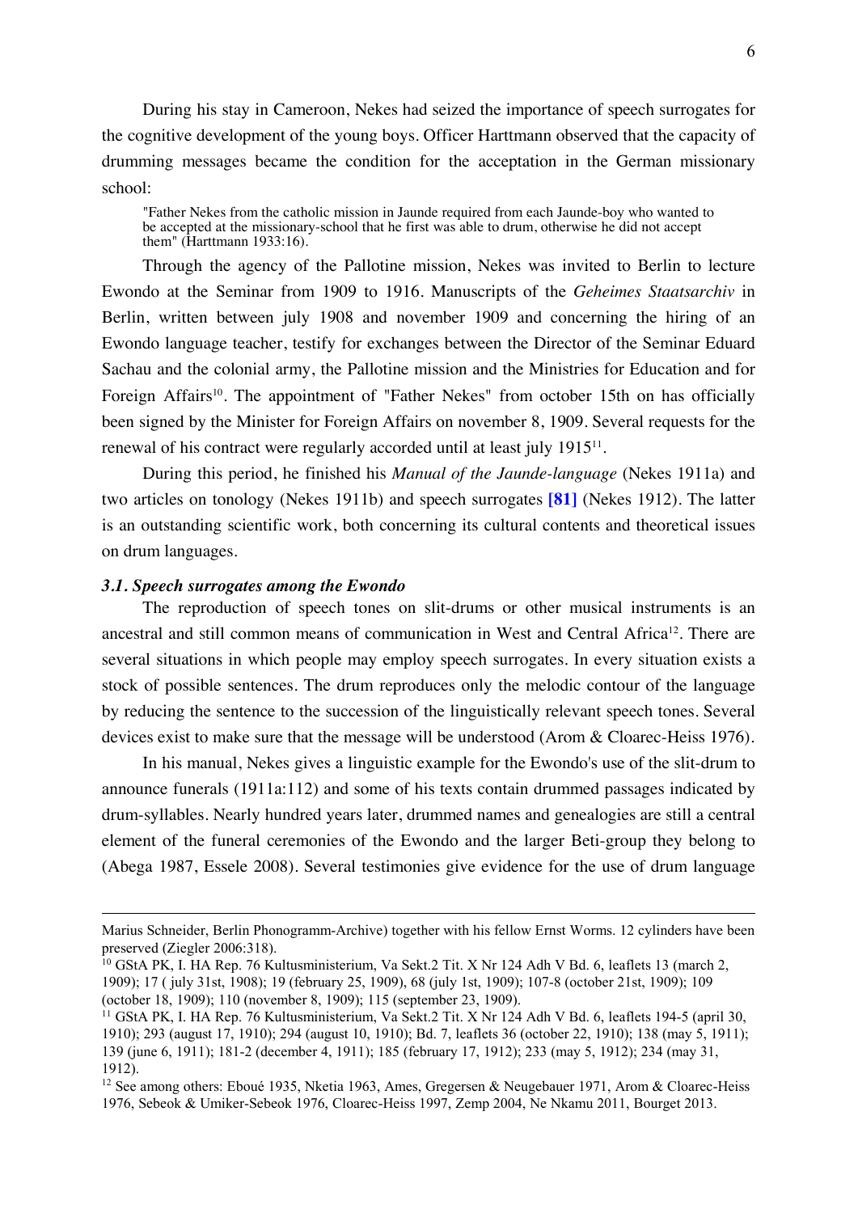During his stay in Cameroon, Nekes had seized the importance of speech surrogates for the cognitive development of the young boys. Officer Harttmann observed that the capacity of drumming messages became the condition for the acceptation in the German missionary school:

> "Father Nekes from the catholic mission in Jaunde required from each Jaunde-boy who wanted to be accepted at the missionary-school that he first was able to drum, otherwise he did not accept them" (Harttmann 1933:16).

Through the agency of the Pallotine mission, Nekes was invited to Berlin to lecture Ewondo at the Seminar from 1909 to 1916. Manuscripts of the *Geheimes Staatsarchiv* in Berlin, written between july 1908 and november 1909 and concerning the hiring of an Ewondo language teacher, testify for exchanges between the Director of the Seminar Eduard Sachau and the colonial army, the Pallotine mission and the Ministries for Education and for Foreign Affairs[10]. The appointment of "Father Nekes" from october 15th on has officially been signed by the Minister for Foreign Affairs on november 8, 1909. Several requests for the renewal of his contract were regularly accorded until at least july 1915[11].

During this period, he finished his *Manual of the Jaunde-language* (Nekes 1911a) and two articles on tonology (Nekes 1911b) and speech surrogates **[81]** (Nekes 1912). The latter is an outstanding scientific work, both concerning its cultural contents and theoretical issues on drum languages.

### *3.1. Speech surrogates among the Ewondo*

The reproduction of speech tones on slit-drums or other musical instruments is an ancestral and still common means of communication in West and Central Africa[12]. There are several situations in which people may employ speech surrogates. In every situation exists a stock of possible sentences. The drum reproduces only the melodic contour of the language by reducing the sentence to the succession of the linguistically relevant speech tones. Several devices exist to make sure that the message will be understood (Arom & Cloarec-Heiss 1976).

In his manual, Nekes gives a linguistic example for the Ewondo's use of the slit-drum to announce funerals (1911a:112) and some of his texts contain drummed passages indicated by drum-syllables. Nearly hundred years later, drummed names and genealogies are still a central element of the funeral ceremonies of the Ewondo and the larger Beti-group they belong to (Abega 1987, Essele 2008). Several testimonies give evidence for the use of drum language

---

Marius Schneider, Berlin Phonogramm-Archive) together with his fellow Ernst Worms. 12 cylinders have been preserved (Ziegler 2006:318).

[10] GStA PK, I. HA Rep. 76 Kultusministerium, Va Sekt.2 Tit. X Nr 124 Adh V Bd. 6, leaflets 13 (march 2, 1909); 17 ( july 31st, 1908); 19 (february 25, 1909), 68 (july 1st, 1909); 107-8 (october 21st, 1909); 109 (october 18, 1909); 110 (november 8, 1909); 115 (september 23, 1909).

[11] GStA PK, I. HA Rep. 76 Kultusministerium, Va Sekt.2 Tit. X Nr 124 Adh V Bd. 6, leaflets 194-5 (april 30, 1910); 293 (august 17, 1910); 294 (august 10, 1910); Bd. 7, leaflets 36 (october 22, 1910); 138 (may 5, 1911); 139 (june 6, 1911); 181-2 (december 4, 1911); 185 (february 17, 1912); 233 (may 5, 1912); 234 (may 31, 1912).

[12] See among others: Eboué 1935, Nketia 1963, Ames, Gregersen & Neugebauer 1971, Arom & Cloarec-Heiss 1976, Sebeok & Umiker-Sebeok 1976, Cloarec-Heiss 1997, Zemp 2004, Ne Nkamu 2011, Bourget 2013.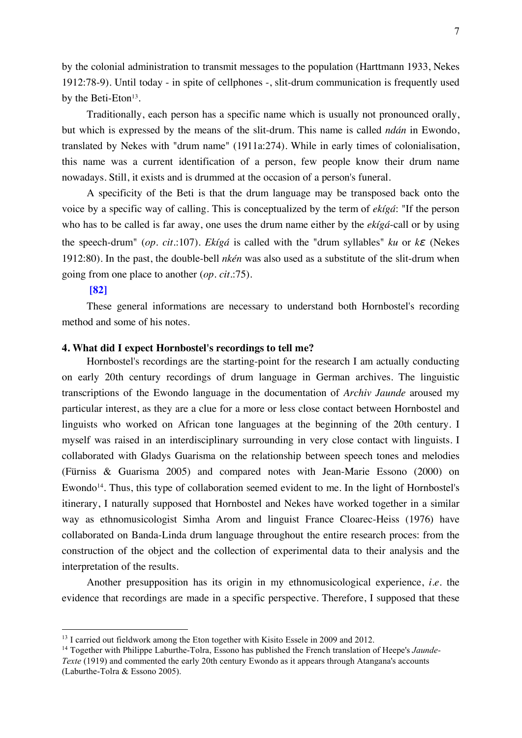by the colonial administration to transmit messages to the population (Harttmann 1933, Nekes 1912:78-9). Until today - in spite of cellphones -, slit-drum communication is frequently used by the Beti-Eton[13].

Traditionally, each person has a specific name which is usually not pronounced orally, but which is expressed by the means of the slit-drum. This name is called *ndán* in Ewondo, translated by Nekes with "drum name" (1911a:274). While in early times of colonialisation, this name was a current identification of a person, few people know their drum name nowadays. Still, it exists and is drummed at the occasion of a person's funeral.

A specificity of the Beti is that the drum language may be transposed back onto the voice by a specific way of calling. This is conceptualized by the term of *ekígá*: "If the person who has to be called is far away, one uses the drum name either by the *ekígá*-call or by using the speech-drum" (*op. cit.*:107). *Ekígá* is called with the "drum syllables" *ku* or *kɛ* (Nekes 1912:80). In the past, the double-bell *nkén* was also used as a substitute of the slit-drum when going from one place to another (*op. cit.*:75).

**[82]**

These general informations are necessary to understand both Hornbostel's recording method and some of his notes.

**4. What did I expect Hornbostel's recordings to tell me?**

Hornbostel's recordings are the starting-point for the research I am actually conducting on early 20th century recordings of drum language in German archives. The linguistic transcriptions of the Ewondo language in the documentation of *Archiv Jaunde* aroused my particular interest, as they are a clue for a more or less close contact between Hornbostel and linguists who worked on African tone languages at the beginning of the 20th century. I myself was raised in an interdisciplinary surrounding in very close contact with linguists. I collaborated with Gladys Guarisma on the relationship between speech tones and melodies (Fürniss & Guarisma 2005) and compared notes with Jean-Marie Essono (2000) on Ewondo[14]. Thus, this type of collaboration seemed evident to me. In the light of Hornbostel's itinerary, I naturally supposed that Hornbostel and Nekes have worked together in a similar way as ethnomusicologist Simha Arom and linguist France Cloarec-Heiss (1976) have collaborated on Banda-Linda drum language throughout the entire research proces: from the construction of the object and the collection of experimental data to their analysis and the interpretation of the results.

Another presupposition has its origin in my ethnomusicological experience, *i.e.* the evidence that recordings are made in a specific perspective. Therefore, I supposed that these

---

[13] I carried out fieldwork among the Eton together with Kisito Essele in 2009 and 2012.

[14] Together with Philippe Laburthe-Tolra, Essono has published the French translation of Heepe's *Jaunde-Texte* (1919) and commented the early 20th century Ewondo as it appears through Atangana's accounts (Laburthe-Tolra & Essono 2005).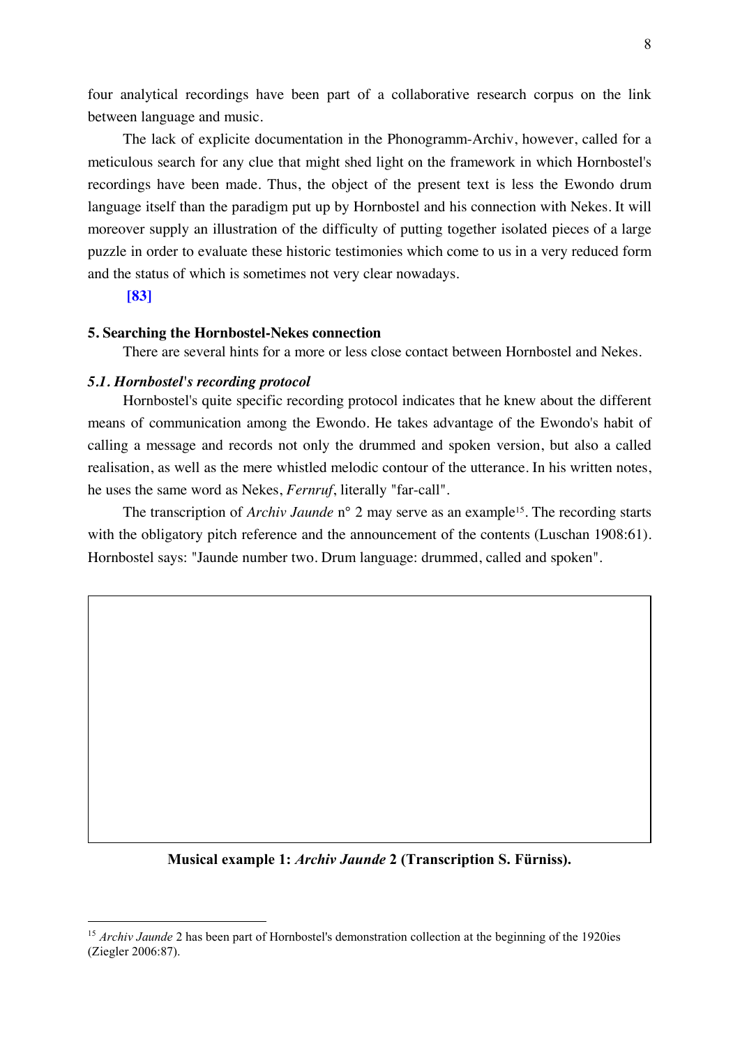four analytical recordings have been part of a collaborative research corpus on the link between language and music.

The lack of explicite documentation in the Phonogramm-Archiv, however, called for a meticulous search for any clue that might shed light on the framework in which Hornbostel's recordings have been made. Thus, the object of the present text is less the Ewondo drum language itself than the paradigm put up by Hornbostel and his connection with Nekes. It will moreover supply an illustration of the difficulty of putting together isolated pieces of a large puzzle in order to evaluate these historic testimonies which come to us in a very reduced form and the status of which is sometimes not very clear nowadays.

**[83]**

## 5. Searching the Hornbostel-Nekes connection

There are several hints for a more or less close contact between Hornbostel and Nekes.

### *5.1. Hornbostel's recording protocol*

Hornbostel's quite specific recording protocol indicates that he knew about the different means of communication among the Ewondo. He takes advantage of the Ewondo's habit of calling a message and records not only the drummed and spoken version, but also a called realisation, as well as the mere whistled melodic contour of the utterance. In his written notes, he uses the same word as Nekes, *Fernruf*, literally "far-call".

The transcription of *Archiv Jaunde* n° 2 may serve as an example[15]. The recording starts with the obligatory pitch reference and the announcement of the contents (Luschan 1908:61). Hornbostel says: "Jaunde number two. Drum language: drummed, called and spoken".

**Musical example 1:** ***Archiv Jaunde*** **2 (Transcription S. Fürniss).**

[15] *Archiv Jaunde* 2 has been part of Hornbostel's demonstration collection at the beginning of the 1920ies (Ziegler 2006:87).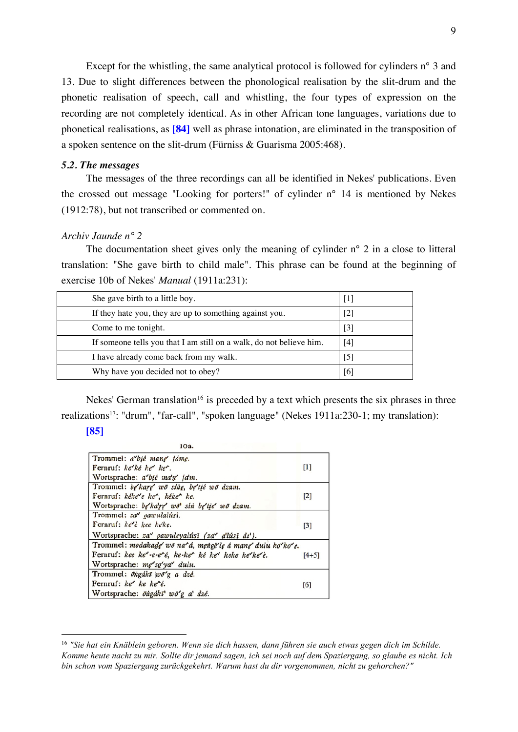Except for the whistling, the same analytical protocol is followed for cylinders n° 3 and 13. Due to slight differences between the phonological realisation by the slit-drum and the phonetic realisation of speech, call and whistling, the four types of expression on the recording are not completely identical. As in other African tone languages, variations due to phonetical realisations, as **[84]** well as phrase intonation, are eliminated in the transposition of a spoken sentence on the slit-drum (Fürniss & Guarisma 2005:468).

### *5.2. The messages*

The messages of the three recordings can all be identified in Nekes' publications. Even the crossed out message "Looking for porters!" of cylinder n° 14 is mentioned by Nekes (1912:78), but not transcribed or commented on.

*Archiv Jaunde n° 2*

The documentation sheet gives only the meaning of cylinder n° 2 in a close to litteral translation: "She gave birth to child male". This phrase can be found at the beginning of exercise 10b of Nekes' *Manual* (1911a:231):

| | |
|---|---|
| She gave birth to a little boy. | [1] |
| If they hate you, they are up to something against you. | [2] |
| Come to me tonight. | [3] |
| If someone tells you that I am still on a walk, do not believe him. | [4] |
| I have already come back from my walk. | [5] |
| Why have you decided not to obey? | [6] |

Nekes' German translation[16] is preceded by a text which presents the six phrases in three realizations[17]: "drum", "far-call", "spoken language" (Nekes 1911a:230-1; my translation):

**[85]**

10a.

| | |
|---|---|
| Trommel: *aˇbié manẹˊ fámẹ.*<br>Fernruf: *keˇké keˇ keˆ.*<br>Wortsprache: *aˇbié maˈṇˊ fa'm.* | [1] |
| Trommel: *bẹˊkarẹˊ wō sihẹ, bẹˊtịé wō dzam.*<br>Fernruf: *kékeˇe keˆ, kékeˆ ke.*<br>Wortsprache: *bẹˊka'rẹˊ wō' siù bẹˊtịeˊ wō dzam.* | [2] |
| Trommel: *zaˇ ọawulalúsi.*<br>Fernruf: *keˇè kee keˊke.*<br>Wortsprache: *zaˇ ọawuleyalúsī (zaˇ a'lúsī dī').* | [3] |
| Trommel: *modakadẹˊ wō naˆá, mẹṅgĕˊlẹ á manẹˊ dulù koˇkoˇẹ.*<br>Fernruf: *kee keˇ-e-eˆé, ke-keˆ ké keˇ keke keˇkeˆè.*<br>Wortsprache: *mẹˊsọˊyaˇ dulu.* | [4+5] |
| Trommel: *ōṅgákī wōˊg a dzé.*<br>Fernruf: *keˇ ke keˆé.*<br>Wortsprache: *ōṅgákī' wōˊg a' dzé.* | [6] |

---

[16] *"Sie hat ein Knäblein geboren. Wenn sie dich hassen, dann führen sie auch etwas gegen dich im Schilde. Komme heute nacht zu mir. Sollte dir jemand sagen, ich sei noch auf dem Spaziergang, so glaube es nicht. Ich bin schon vom Spaziergang zurückgekehrt. Warum hast du dir vorgenommen, nicht zu gehorchen?"*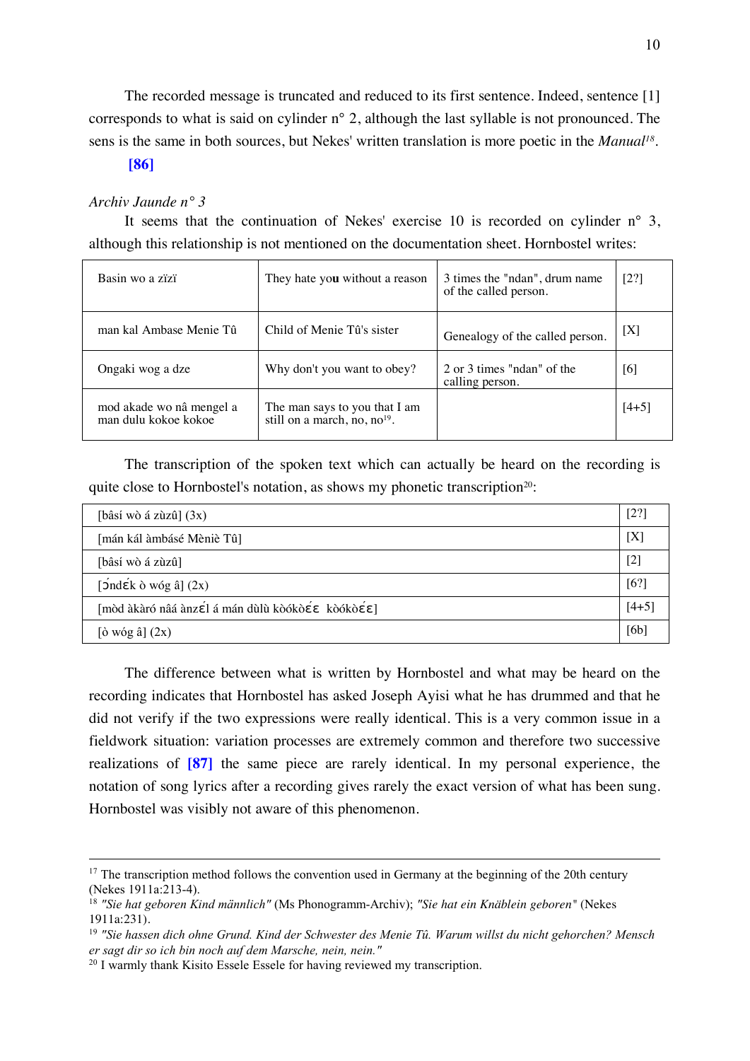The recorded message is truncated and reduced to its first sentence. Indeed, sentence [1] corresponds to what is said on cylinder n° 2, although the last syllable is not pronounced. The sens is the same in both sources, but Nekes' written translation is more poetic in the *Manual*[18].

**[86]**

*Archiv Jaunde n° 3*

It seems that the continuation of Nekes' exercise 10 is recorded on cylinder n° 3, although this relationship is not mentioned on the documentation sheet. Hornbostel writes:

| Basin wo a zïzï | They hate yo**u** without a reason | 3 times the "ndan", drum name of the called person. | [2?] |
|---|---|---|---|
| man kal Ambase Menie Tû | Child of Menie Tû's sister | Genealogy of the called person. | [X] |
| Ongaki wog a dze | Why don't you want to obey? | 2 or 3 times "ndan" of the calling person. | [6] |
| mod akade wo nâ mengel a man dulu kokoe kokoe | The man says to you that I am still on a march, no, no[19]. | | [4+5] |

The transcription of the spoken text which can actually be heard on the recording is quite close to Hornbostel's notation, as shows my phonetic transcription[20]:

| [bâsí wò á zùzû] (3x) | [2?] |
|---|---|
| [mán kál àmbásé Mènìè Tû] | [X] |
| [bâsí wò á zùzû] | [2] |
| [ɔ̌ndɛ́k ò wóg â] (2x) | [6?] |
| [mòd àkàró nâá ànzɛ́l á mán dùlù kòókòɛ́ɛ kòókòɛ́ɛ] | [4+5] |
| [ò wóg â] (2x) | [6b] |

The difference between what is written by Hornbostel and what may be heard on the recording indicates that Hornbostel has asked Joseph Ayisi what he has drummed and that he did not verify if the two expressions were really identical. This is a very common issue in a fieldwork situation: variation processes are extremely common and therefore two successive realizations of **[87]** the same piece are rarely identical. In my personal experience, the notation of song lyrics after a recording gives rarely the exact version of what has been sung. Hornbostel was visibly not aware of this phenomenon.

---

[17] The transcription method follows the convention used in Germany at the beginning of the 20th century (Nekes 1911a:213-4).

[18] *"Sie hat geboren Kind männlich"* (Ms Phonogramm-Archiv); *"Sie hat ein Knäblein geboren"* (Nekes 1911a:231).

[19] *"Sie hassen dich ohne Grund. Kind der Schwester des Menie Tû. Warum willst du nicht gehorchen? Mensch er sagt dir so ich bin noch auf dem Marsche, nein, nein."*

[20] I warmly thank Kisito Essele Essele for having reviewed my transcription.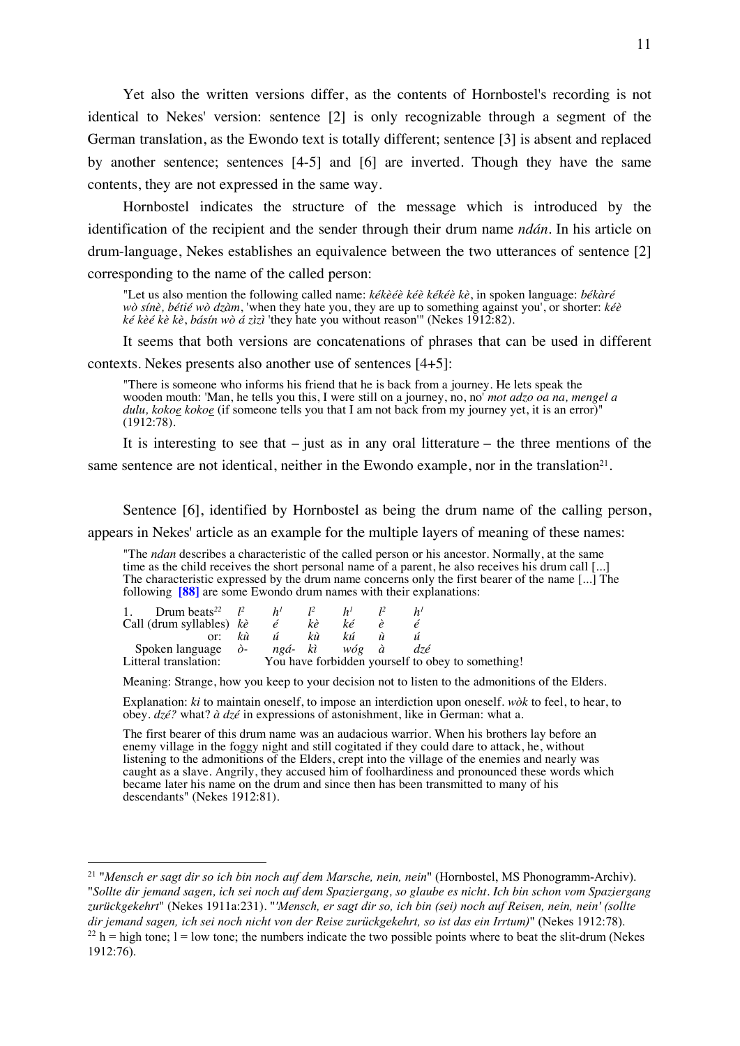Yet also the written versions differ, as the contents of Hornbostel's recording is not identical to Nekes' version: sentence [2] is only recognizable through a segment of the German translation, as the Ewondo text is totally different; sentence [3] is absent and replaced by another sentence; sentences [4-5] and [6] are inverted. Though they have the same contents, they are not expressed in the same way.

Hornbostel indicates the structure of the message which is introduced by the identification of the recipient and the sender through their drum name *ndán*. In his article on drum-language, Nekes establishes an equivalence between the two utterances of sentence [2] corresponding to the name of the called person:

> "Let us also mention the following called name: *kékèéè kéè kékéè kè*, in spoken language: *békàré wò sínè, bétié wò dzàm*, 'when they hate you, they are up to something against you', or shorter: *kéè ké kèé kè kè*, *básín wò á zìzì* 'they hate you without reason'" (Nekes 1912:82).

It seems that both versions are concatenations of phrases that can be used in different contexts. Nekes presents also another use of sentences [4+5]:

> "There is someone who informs his friend that he is back from a journey. He lets speak the wooden mouth: 'Man, he tells you this, I were still on a journey, no, no' *mot adzo oa na, mengel a dulu, kokoe̱ kokoe̱* (if someone tells you that I am not back from my journey yet, it is an error)" (1912:78).

It is interesting to see that – just as in any oral litterature – the three mentions of the same sentence are not identical, neither in the Ewondo example, nor in the translation[21].

Sentence [6], identified by Hornbostel as being the drum name of the calling person, appears in Nekes' article as an example for the multiple layers of meaning of these names:

> "The *ndan* describes a characteristic of the called person or his ancestor. Normally, at the same time as the child receives the short personal name of a parent, he also receives his drum call [...] The characteristic expressed by the drum name concerns only the first bearer of the name [...] The following **[88]** are some Ewondo drum names with their explanations:

| | | | | | | |
|---|---|---|---|---|---|---|
| 1. Drum beats[22] | $l^2$ | $h^1$ | $l^2$ | $h^1$ | $l^2$ | $h^1$ |
| Call (drum syllables) | *kè* | *é* | *kè* | *ké* | *è* | *é* |
| or: | *kù* | *ú* | *kù* | *kú* | *ù* | *ú* |
| Spoken language | *ò-* | *ngá-* | *kì* | *wóg* | *à* | *dzé* |
| Litteral translation: | You have forbidden yourself to obey to something! | | | | | |

> Meaning: Strange, how you keep to your decision not to listen to the admonitions of the Elders.
>
> Explanation: *ki* to maintain oneself, to impose an interdiction upon oneself. *wòk* to feel, to hear, to obey. *dzé?* what? *à dzé* in expressions of astonishment, like in German: what a.
>
> The first bearer of this drum name was an audacious warrior. When his brothers lay before an enemy village in the foggy night and still cogitated if they could dare to attack, he, without listening to the admonitions of the Elders, crept into the village of the enemies and nearly was caught as a slave. Angrily, they accused him of foolhardiness and pronounced these words which became later his name on the drum and since then has been transmitted to many of his descendants" (Nekes 1912:81).

---

[21] "*Mensch er sagt dir so ich bin noch auf dem Marsche, nein, nein*" (Hornbostel, MS Phonogramm-Archiv). "*Sollte dir jemand sagen, ich sei noch auf dem Spaziergang, so glaube es nicht. Ich bin schon vom Spaziergang zurückgekehrt*" (Nekes 1911a:231). "*'Mensch, er sagt dir so, ich bin (sei) noch auf Reisen, nein, nein' (sollte dir jemand sagen, ich sei noch nicht von der Reise zurückgekehrt, so ist das ein Irrtum)*" (Nekes 1912:78).

[22] h = high tone; l = low tone; the numbers indicate the two possible points where to beat the slit-drum (Nekes 1912:76).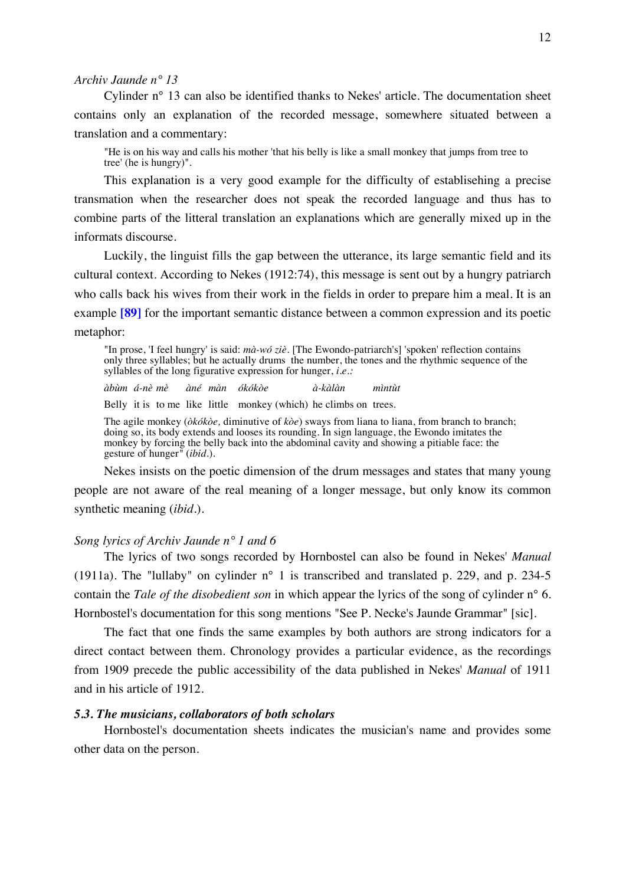*Archiv Jaunde n° 13*

Cylinder n° 13 can also be identified thanks to Nekes' article. The documentation sheet contains only an explanation of the recorded message, somewhere situated between a translation and a commentary:

> "He is on his way and calls his mother 'that his belly is like a small monkey that jumps from tree to tree' (he is hungry)".

This explanation is a very good example for the difficulty of establisehing a precise transmation when the researcher does not speak the recorded language and thus has to combine parts of the litteral translation an explanations which are generally mixed up in the informats discourse.

Luckily, the linguist fills the gap between the utterance, its large semantic field and its cultural context. According to Nekes (1912:74), this message is sent out by a hungry patriarch who calls back his wives from their work in the fields in order to prepare him a meal. It is an example **[89]** for the important semantic distance between a common expression and its poetic metaphor:

> "In prose, 'I feel hungry' is said: *mà-wó zìè*. [The Ewondo-patriarch's] 'spoken' reflection contains only three syllables; but he actually drums the number, the tones and the rhythmic sequence of the syllables of the long figurative expression for hunger, *i.e.*:
>
> *àbùm á-nè mè àné màn ókókòe à-kàlàn mìntùt*
>
> Belly it is to me like little monkey (which) he climbs on trees.
>
> The agile monkey (*òkókòe,* diminutive of *kòe*) sways from liana to liana, from branch to branch; doing so, its body extends and looses its rounding. In sign language, the Ewondo imitates the monkey by forcing the belly back into the abdominal cavity and showing a pitiable face: the gesture of hunger" (*ibid*.).

Nekes insists on the poetic dimension of the drum messages and states that many young people are not aware of the real meaning of a longer message, but only know its common synthetic meaning (*ibid*.).

*Song lyrics of Archiv Jaunde n° 1 and 6*

The lyrics of two songs recorded by Hornbostel can also be found in Nekes' *Manual* (1911a). The "lullaby" on cylinder n° 1 is transcribed and translated p. 229, and p. 234-5 contain the *Tale of the disobedient son* in which appear the lyrics of the song of cylinder n° 6. Hornbostel's documentation for this song mentions "See P. Necke's Jaunde Grammar" [sic].

The fact that one finds the same examples by both authors are strong indicators for a direct contact between them. Chronology provides a particular evidence, as the recordings from 1909 precede the public accessibility of the data published in Nekes' *Manual* of 1911 and in his article of 1912.

### *5.3. The musicians, collaborators of both scholars*

Hornbostel's documentation sheets indicates the musician's name and provides some other data on the person.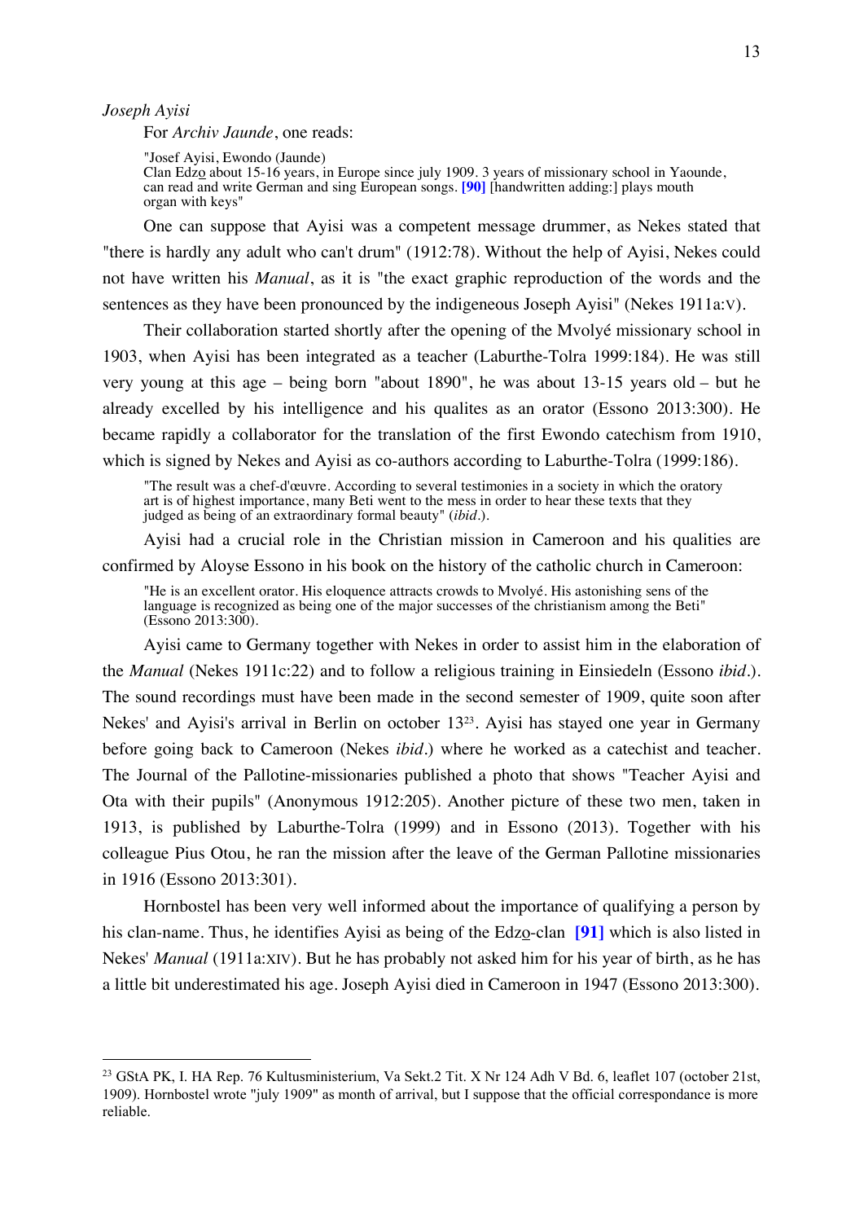*Joseph Ayisi*

For *Archiv Jaunde*, one reads:

> "Josef Ayisi, Ewondo (Jaunde)
> Clan Edzo about 15-16 years, in Europe since july 1909. 3 years of missionary school in Yaounde, can read and write German and sing European songs. **[90]** [handwritten adding:] plays mouth organ with keys"

One can suppose that Ayisi was a competent message drummer, as Nekes stated that "there is hardly any adult who can't drum" (1912:78). Without the help of Ayisi, Nekes could not have written his *Manual*, as it is "the exact graphic reproduction of the words and the sentences as they have been pronounced by the indigeneous Joseph Ayisi" (Nekes 1911a:V).

Their collaboration started shortly after the opening of the Mvolyé missionary school in 1903, when Ayisi has been integrated as a teacher (Laburthe-Tolra 1999:184). He was still very young at this age – being born "about 1890", he was about 13-15 years old – but he already excelled by his intelligence and his qualites as an orator (Essono 2013:300). He became rapidly a collaborator for the translation of the first Ewondo catechism from 1910, which is signed by Nekes and Ayisi as co-authors according to Laburthe-Tolra (1999:186).

> "The result was a chef-d'œuvre. According to several testimonies in a society in which the oratory art is of highest importance, many Beti went to the mess in order to hear these texts that they judged as being of an extraordinary formal beauty" (*ibid*.).

Ayisi had a crucial role in the Christian mission in Cameroon and his qualities are confirmed by Aloyse Essono in his book on the history of the catholic church in Cameroon:

> "He is an excellent orator. His eloquence attracts crowds to Mvolyé. His astonishing sens of the language is recognized as being one of the major successes of the christianism among the Beti" (Essono 2013:300).

Ayisi came to Germany together with Nekes in order to assist him in the elaboration of the *Manual* (Nekes 1911c:22) and to follow a religious training in Einsiedeln (Essono *ibid*.). The sound recordings must have been made in the second semester of 1909, quite soon after Nekes' and Ayisi's arrival in Berlin on october 13[23]. Ayisi has stayed one year in Germany before going back to Cameroon (Nekes *ibid*.) where he worked as a catechist and teacher. The Journal of the Pallotine-missionaries published a photo that shows "Teacher Ayisi and Ota with their pupils" (Anonymous 1912:205). Another picture of these two men, taken in 1913, is published by Laburthe-Tolra (1999) and in Essono (2013). Together with his colleague Pius Otou, he ran the mission after the leave of the German Pallotine missionaries in 1916 (Essono 2013:301).

Hornbostel has been very well informed about the importance of qualifying a person by his clan-name. Thus, he identifies Ayisi as being of the Edzo-clan **[91]** which is also listed in Nekes' *Manual* (1911a:XIV). But he has probably not asked him for his year of birth, as he has a little bit underestimated his age. Joseph Ayisi died in Cameroon in 1947 (Essono 2013:300).

---

[23] GStA PK, I. HA Rep. 76 Kultusministerium, Va Sekt.2 Tit. X Nr 124 Adh V Bd. 6, leaflet 107 (october 21st, 1909). Hornbostel wrote "july 1909" as month of arrival, but I suppose that the official correspondance is more reliable.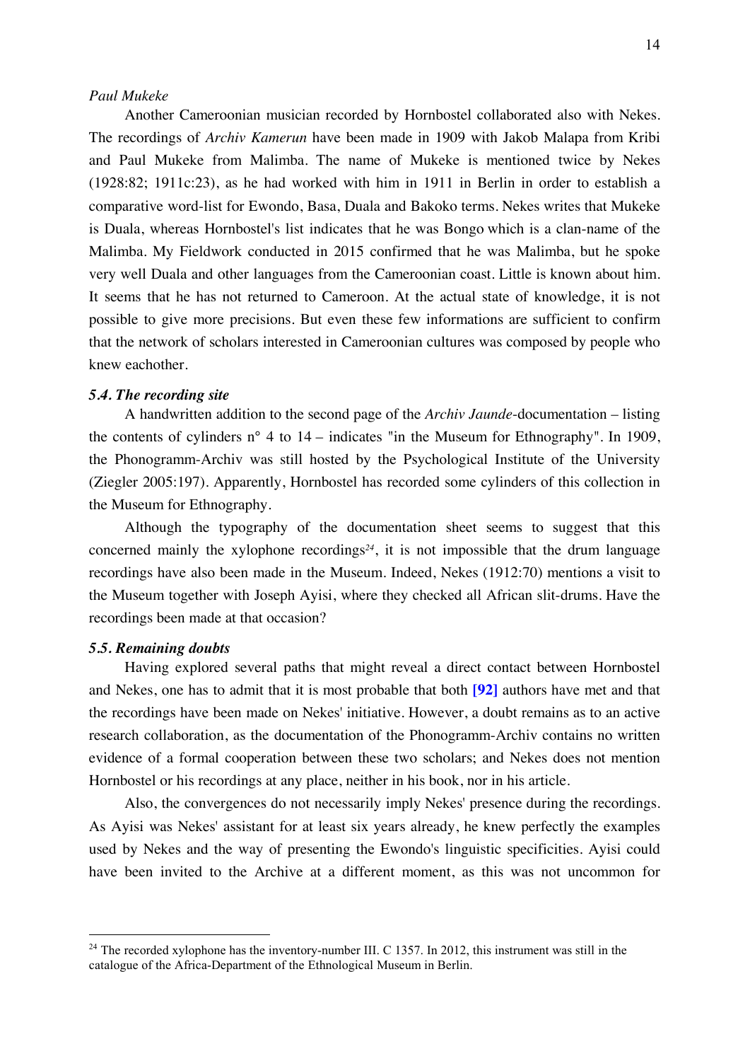*Paul Mukeke*

Another Cameroonian musician recorded by Hornbostel collaborated also with Nekes. The recordings of *Archiv Kamerun* have been made in 1909 with Jakob Malapa from Kribi and Paul Mukeke from Malimba. The name of Mukeke is mentioned twice by Nekes (1928:82; 1911c:23), as he had worked with him in 1911 in Berlin in order to establish a comparative word-list for Ewondo, Basa, Duala and Bakoko terms. Nekes writes that Mukeke is Duala, whereas Hornbostel's list indicates that he was Bongo which is a clan-name of the Malimba. My Fieldwork conducted in 2015 confirmed that he was Malimba, but he spoke very well Duala and other languages from the Cameroonian coast. Little is known about him. It seems that he has not returned to Cameroon. At the actual state of knowledge, it is not possible to give more precisions. But even these few informations are sufficient to confirm that the network of scholars interested in Cameroonian cultures was composed by people who knew eachother.

### *5.4. The recording site*

A handwritten addition to the second page of the *Archiv Jaunde*-documentation – listing the contents of cylinders n° 4 to 14 – indicates "in the Museum for Ethnography". In 1909, the Phonogramm-Archiv was still hosted by the Psychological Institute of the University (Ziegler 2005:197). Apparently, Hornbostel has recorded some cylinders of this collection in the Museum for Ethnography.

Although the typography of the documentation sheet seems to suggest that this concerned mainly the xylophone recordings[24], it is not impossible that the drum language recordings have also been made in the Museum. Indeed, Nekes (1912:70) mentions a visit to the Museum together with Joseph Ayisi, where they checked all African slit-drums. Have the recordings been made at that occasion?

### *5.5. Remaining doubts*

Having explored several paths that might reveal a direct contact between Hornbostel and Nekes, one has to admit that it is most probable that both **[92]** authors have met and that the recordings have been made on Nekes' initiative. However, a doubt remains as to an active research collaboration, as the documentation of the Phonogramm-Archiv contains no written evidence of a formal cooperation between these two scholars; and Nekes does not mention Hornbostel or his recordings at any place, neither in his book, nor in his article.

Also, the convergences do not necessarily imply Nekes' presence during the recordings. As Ayisi was Nekes' assistant for at least six years already, he knew perfectly the examples used by Nekes and the way of presenting the Ewondo's linguistic specificities. Ayisi could have been invited to the Archive at a different moment, as this was not uncommon for

[24] The recorded xylophone has the inventory-number III. C 1357. In 2012, this instrument was still in the catalogue of the Africa-Department of the Ethnological Museum in Berlin.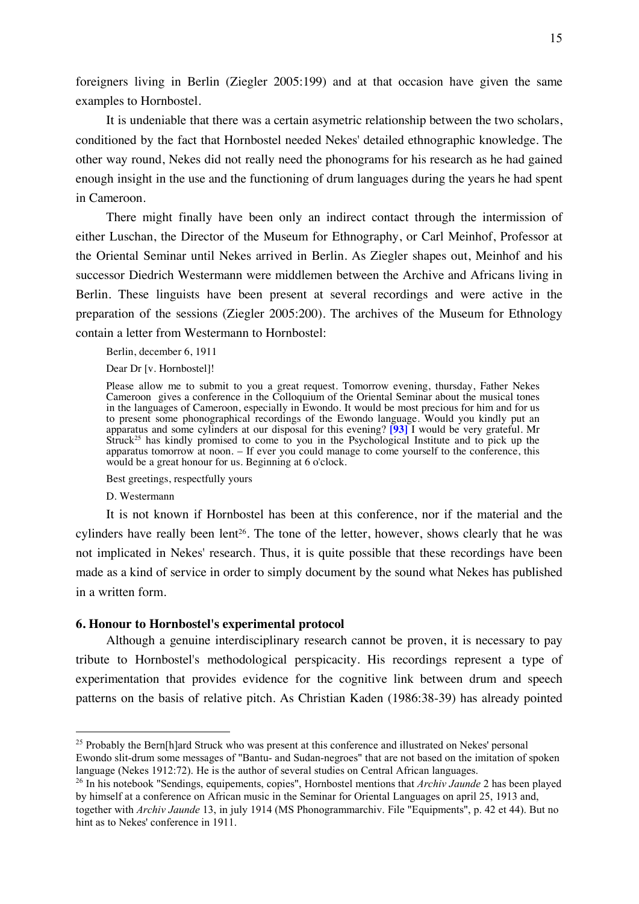foreigners living in Berlin (Ziegler 2005:199) and at that occasion have given the same examples to Hornbostel.

It is undeniable that there was a certain asymetric relationship between the two scholars, conditioned by the fact that Hornbostel needed Nekes' detailed ethnographic knowledge. The other way round, Nekes did not really need the phonograms for his research as he had gained enough insight in the use and the functioning of drum languages during the years he had spent in Cameroon.

There might finally have been only an indirect contact through the intermission of either Luschan, the Director of the Museum for Ethnography, or Carl Meinhof, Professor at the Oriental Seminar until Nekes arrived in Berlin. As Ziegler shapes out, Meinhof and his successor Diedrich Westermann were middlemen between the Archive and Africans living in Berlin. These linguists have been present at several recordings and were active in the preparation of the sessions (Ziegler 2005:200). The archives of the Museum for Ethnology contain a letter from Westermann to Hornbostel:

> Berlin, december 6, 1911
>
> Dear Dr [v. Hornbostel]!
>
> Please allow me to submit to you a great request. Tomorrow evening, thursday, Father Nekes Cameroon gives a conference in the Colloquium of the Oriental Seminar about the musical tones in the languages of Cameroon, especially in Ewondo. It would be most precious for him and for us to present some phonographical recordings of the Ewondo language. Would you kindly put an apparatus and some cylinders at our disposal for this evening? **[93]** I would be very grateful. Mr Struck[25] has kindly promised to come to you in the Psychological Institute and to pick up the apparatus tomorrow at noon. – If ever you could manage to come yourself to the conference, this would be a great honour for us. Beginning at 6 o'clock.
>
> Best greetings, respectfully yours
>
> D. Westermann

It is not known if Hornbostel has been at this conference, nor if the material and the cylinders have really been lent[26]. The tone of the letter, however, shows clearly that he was not implicated in Nekes' research. Thus, it is quite possible that these recordings have been made as a kind of service in order to simply document by the sound what Nekes has published in a written form.

#### 6. Honour to Hornbostel's experimental protocol

Although a genuine interdisciplinary research cannot be proven, it is necessary to pay tribute to Hornbostel's methodological perspicacity. His recordings represent a type of experimentation that provides evidence for the cognitive link between drum and speech patterns on the basis of relative pitch. As Christian Kaden (1986:38-39) has already pointed

---

[25] Probably the Bern[h]ard Struck who was present at this conference and illustrated on Nekes' personal Ewondo slit-drum some messages of "Bantu- and Sudan-negroes" that are not based on the imitation of spoken language (Nekes 1912:72). He is the author of several studies on Central African languages.

[26] In his notebook "Sendings, equipements, copies", Hornbostel mentions that *Archiv Jaunde* 2 has been played by himself at a conference on African music in the Seminar for Oriental Languages on april 25, 1913 and, together with *Archiv Jaunde* 13, in july 1914 (MS Phonogrammarchiv. File "Equipments", p. 42 et 44). But no hint as to Nekes' conference in 1911.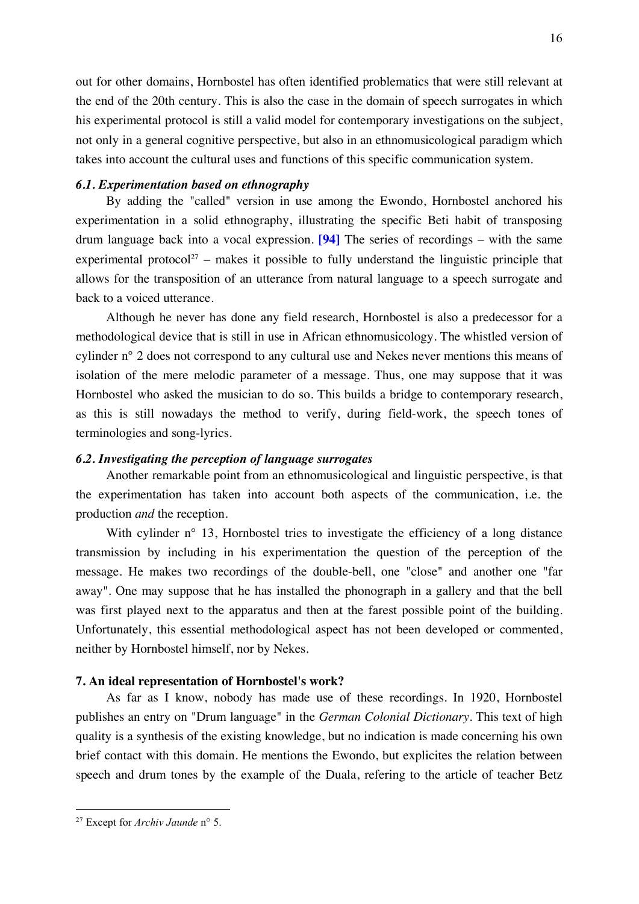out for other domains, Hornbostel has often identified problematics that were still relevant at the end of the 20th century. This is also the case in the domain of speech surrogates in which his experimental protocol is still a valid model for contemporary investigations on the subject, not only in a general cognitive perspective, but also in an ethnomusicological paradigm which takes into account the cultural uses and functions of this specific communication system.

### *6.1. Experimentation based on ethnography*

By adding the "called" version in use among the Ewondo, Hornbostel anchored his experimentation in a solid ethnography, illustrating the specific Beti habit of transposing drum language back into a vocal expression. **[94]** The series of recordings – with the same experimental protocol[27] – makes it possible to fully understand the linguistic principle that allows for the transposition of an utterance from natural language to a speech surrogate and back to a voiced utterance.

Although he never has done any field research, Hornbostel is also a predecessor for a methodological device that is still in use in African ethnomusicology. The whistled version of cylinder n° 2 does not correspond to any cultural use and Nekes never mentions this means of isolation of the mere melodic parameter of a message. Thus, one may suppose that it was Hornbostel who asked the musician to do so. This builds a bridge to contemporary research, as this is still nowadays the method to verify, during field-work, the speech tones of terminologies and song-lyrics.

### *6.2. Investigating the perception of language surrogates*

Another remarkable point from an ethnomusicological and linguistic perspective, is that the experimentation has taken into account both aspects of the communication, i.e. the production *and* the reception.

With cylinder n° 13, Hornbostel tries to investigate the efficiency of a long distance transmission by including in his experimentation the question of the perception of the message. He makes two recordings of the double-bell, one "close" and another one "far away". One may suppose that he has installed the phonograph in a gallery and that the bell was first played next to the apparatus and then at the farest possible point of the building. Unfortunately, this essential methodological aspect has not been developed or commented, neither by Hornbostel himself, nor by Nekes.

## 7. An ideal representation of Hornbostel's work?

As far as I know, nobody has made use of these recordings. In 1920, Hornbostel publishes an entry on "Drum language" in the *German Colonial Dictionary*. This text of high quality is a synthesis of the existing knowledge, but no indication is made concerning his own brief contact with this domain. He mentions the Ewondo, but explicites the relation between speech and drum tones by the example of the Duala, refering to the article of teacher Betz

[27] Except for *Archiv Jaunde* n° 5.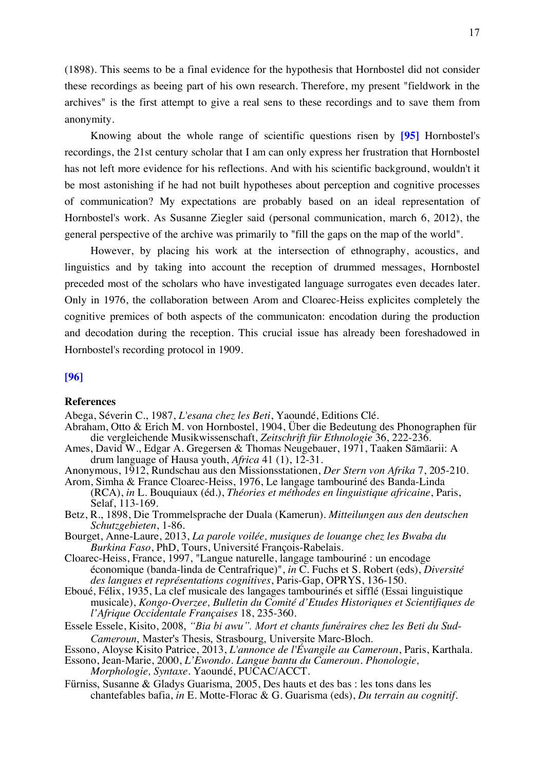(1898). This seems to be a final evidence for the hypothesis that Hornbostel did not consider these recordings as beeing part of his own research. Therefore, my present "fieldwork in the archives" is the first attempt to give a real sens to these recordings and to save them from anonymity.

Knowing about the whole range of scientific questions risen by **[95]** Hornbostel's recordings, the 21st century scholar that I am can only express her frustration that Hornbostel has not left more evidence for his reflections. And with his scientific background, wouldn't it be most astonishing if he had not built hypotheses about perception and cognitive processes of communication? My expectations are probably based on an ideal representation of Hornbostel's work. As Susanne Ziegler said (personal communication, march 6, 2012), the general perspective of the archive was primarily to "fill the gaps on the map of the world".

However, by placing his work at the intersection of ethnography, acoustics, and linguistics and by taking into account the reception of drummed messages, Hornbostel preceded most of the scholars who have investigated language surrogates even decades later. Only in 1976, the collaboration between Arom and Cloarec-Heiss explicites completely the cognitive premices of both aspects of the communicaton: encodation during the production and decodation during the reception. This crucial issue has already been foreshadowed in Hornbostel's recording protocol in 1909.

**[96]**

## References

Abega, Séverin C., 1987, *L'esana chez les Beti*, Yaoundé, Editions Clé.

Abraham, Otto & Erich M. von Hornbostel, 1904, Über die Bedeutung des Phonographen für die vergleichende Musikwissenschaft, *Zeitschrift für Ethnologie* 36, 222-236.

Ames, David W., Edgar A. Gregersen & Thomas Neugebauer, 1971, Taaken Sāmāarii: A drum language of Hausa youth, *Africa* 41 (1), 12-31.

Anonymous, 1912, Rundschau aus den Missionsstationen, *Der Stern von Afrika* 7, 205-210.

Arom, Simha & France Cloarec-Heiss, 1976, Le langage tambouriné des Banda-Linda (RCA), *in* L. Bouquiaux (éd.), *Théories et méthodes en linguistique africaine*, Paris, Selaf, 113-169.

Betz, R., 1898, Die Trommelsprache der Duala (Kamerun). *Mitteilungen aus den deutschen Schutzgebieten*, 1-86.

Bourget, Anne-Laure, 2013, *La parole voilée, musiques de louange chez les Bwaba du Burkina Faso*, PhD, Tours, Université François-Rabelais.

Cloarec-Heiss, France, 1997, "Langue naturelle, langage tambouriné : un encodage économique (banda-linda de Centrafrique)", *in* C. Fuchs et S. Robert (eds), *Diversité des langues et représentations cognitives*, Paris-Gap, OPRYS, 136-150.

Eboué, Félix, 1935, La clef musicale des langages tambourinés et sifflé (Essai linguistique musicale), *Kongo-Overzee, Bulletin du Comité d'Etudes Historiques et Scientifiques de l'Afrique Occidentale Françaises* 18, 235-360.

Essele Essele, Kisito, 2008, *"Bia bi awu". Mort et chants funéraires chez les Beti du Sud-Cameroun*, Master's Thesis, Strasbourg, Universite Marc-Bloch.

Essono, Aloyse Kisito Patrice, 2013, *L'annonce de l'Évangile au Cameroun*, Paris, Karthala.

Essono, Jean-Marie, 2000, *L'Ewondo. Langue bantu du Cameroun. Phonologie, Morphologie, Syntaxe*. Yaoundé, PUCAC/ACCT.

Fürniss, Susanne & Gladys Guarisma, 2005, Des hauts et des bas : les tons dans les chantefables bafia, *in* E. Motte-Florac & G. Guarisma (eds), *Du terrain au cognitif*.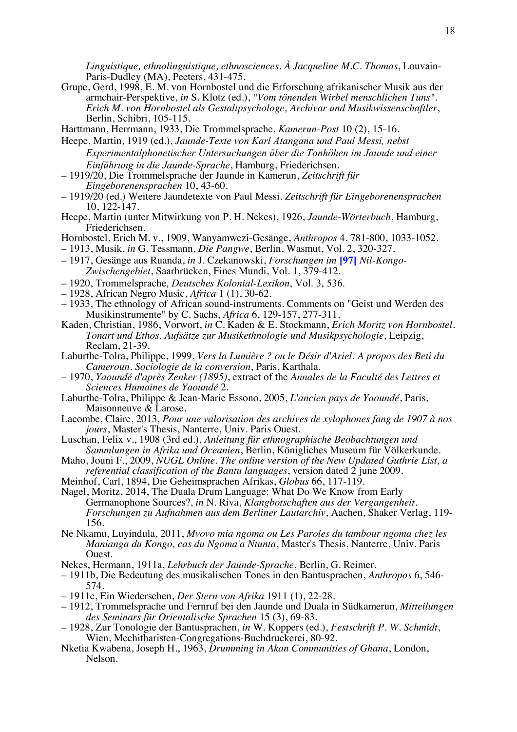*Linguistique, ethnolinguistique, ethnosciences. À Jacqueline M.C. Thomas*, Louvain-Paris-Dudley (MA), Peeters, 431-475.

Grupe, Gerd, 1998, E. M. von Hornbostel und die Erforschung afrikanischer Musik aus der armchair-Perspektive, *in* S. Klotz (ed.), *"Vom tönenden Wirbel menschlichen Tuns". Erich M. von Hornbostel als Gestaltpsychologe, Archivar und Musikwissenschaftler*, Berlin, Schibri, 105-115.

Harttmann, Herrmann, 1933, Die Trommelsprache, *Kamerun-Post* 10 (2), 15-16.

Heepe, Martin, 1919 (ed.), *Jaunde-Texte von Karl Atangana und Paul Messi, nebst Experimentalphonetischer Untersuchungen über die Tonhöhen im Jaunde und einer Einführung in die Jaunde-Sprache*, Hamburg, Friederichsen.

– 1919/20, Die Trommelsprache der Jaunde in Kamerun, *Zeitschrift für Eingeborenensprachen* 10, 43-60.

– 1919/20 (ed.) Weitere Jaundetexte von Paul Messi. *Zeitschrift für Eingeborenensprachen* 10, 122-147.

Heepe, Martin (unter Mitwirkung von P. H. Nekes), 1926, *Jaunde-Wörterbuch*, Hamburg, Friederichsen.

Hornbostel, Erich M. v., 1909, Wanyamwezi-Gesänge, *Anthropos* 4, 781-800, 1033-1052.

– 1913, Musik, *in* G. Tessmann, *Die Pangwe*, Berlin, Wasmut, Vol. 2, 320-327.

– 1917, Gesänge aus Ruanda, *in* J. Czekanowski, *Forschungen im* **[97]** *Nil-Kongo-Zwischengebiet*, Saarbrücken, Fines Mundi, Vol. 1, 379-412.

– 1920, Trommelsprache, *Deutsches Kolonial-Lexikon*, Vol. 3, 536.

– 1928, African Negro Music, *Africa* 1 (1), 30-62.

– 1933, The ethnology of African sound-instruments. Comments on "Geist und Werden des Musikinstrumente" by C. Sachs, *Africa* 6, 129-157, 277-311.

Kaden, Christian, 1986, Vorwort, *in* C. Kaden & E. Stockmann, *Erich Moritz von Hornbostel. Tonart und Ethos. Aufsätze zur Musikethnologie und Musikpsychologie*, Leipzig, Reclam, 21-39.

Laburthe-Tolra, Philippe, 1999, *Vers la Lumière ? ou le Désir d'Ariel. A propos des Beti du Cameroun. Sociologie de la conversion*, Paris, Karthala.

– 1970, *Yaoundé d'après Zenker (1895)*, extract of the *Annales de la Faculté des Lettres et Sciences Humaines de Yaoundé* 2.

Laburthe-Tolra, Philippe & Jean-Marie Essono, 2005, *L'ancien pays de Yaoundé*, Paris, Maisonneuve & Larose.

Lacombe, Claire, 2013, *Pour une valorisation des archives de xylophones fang de 1907 à nos jours*, Master's Thesis, Nanterre, Univ. Paris Ouest.

Luschan, Felix v., 1908 (3rd ed.), *Anleitung für ethnographische Beobachtungen und Sammlungen in Afrika und Oceanien*, Berlin, Königliches Museum für Völkerkunde.

Maho, Jouni F., 2009, *NUGL Online. The online version of the New Updated Guthrie List, a referential classification of the Bantu languages*, version dated 2 june 2009.

Meinhof, Carl, 1894, Die Geheimsprachen Afrikas, *Globus* 66, 117-119.

Nagel, Moritz, 2014, The Duala Drum Language: What Do We Know from Early Germanophone Sources?, *in* N. Riva, *Klangbotschaften aus der Vergangenheit. Forschungen zu Aufnahmen aus dem Berliner Lautarchiv*, Aachen, Shaker Verlag, 119-156.

Ne Nkamu, Luyindula, 2011, *Mvovo mia ngoma ou Les Paroles du tambour ngoma chez les Manianga du Kongo, cas du Ngoma'a Ntunta*, Master's Thesis, Nanterre, Univ. Paris Ouest.

Nekes, Hermann, 1911a, *Lehrbuch der Jaunde-Sprache*, Berlin, G. Reimer.

– 1911b, Die Bedeutung des musikalischen Tones in den Bantusprachen, *Anthropos* 6, 546-574.

– 1911c, Ein Wiedersehen, *Der Stern von Afrika* 1911 (1), 22-28.

– 1912, Trommelsprache und Fernruf bei den Jaunde und Duala in Südkamerun, *Mitteilungen des Seminars für Orientalische Sprachen* 15 (3), 69-83.

– 1928, Zur Tonologie der Bantusprachen, *in* W. Koppers (ed.), *Festschrift P. W. Schmidt*, Wien, Mechitharisten-Congregations-Buchdruckerei, 80-92.

Nketia Kwabena, Joseph H., 1963, *Drumming in Akan Communities of Ghana*, London, Nelson.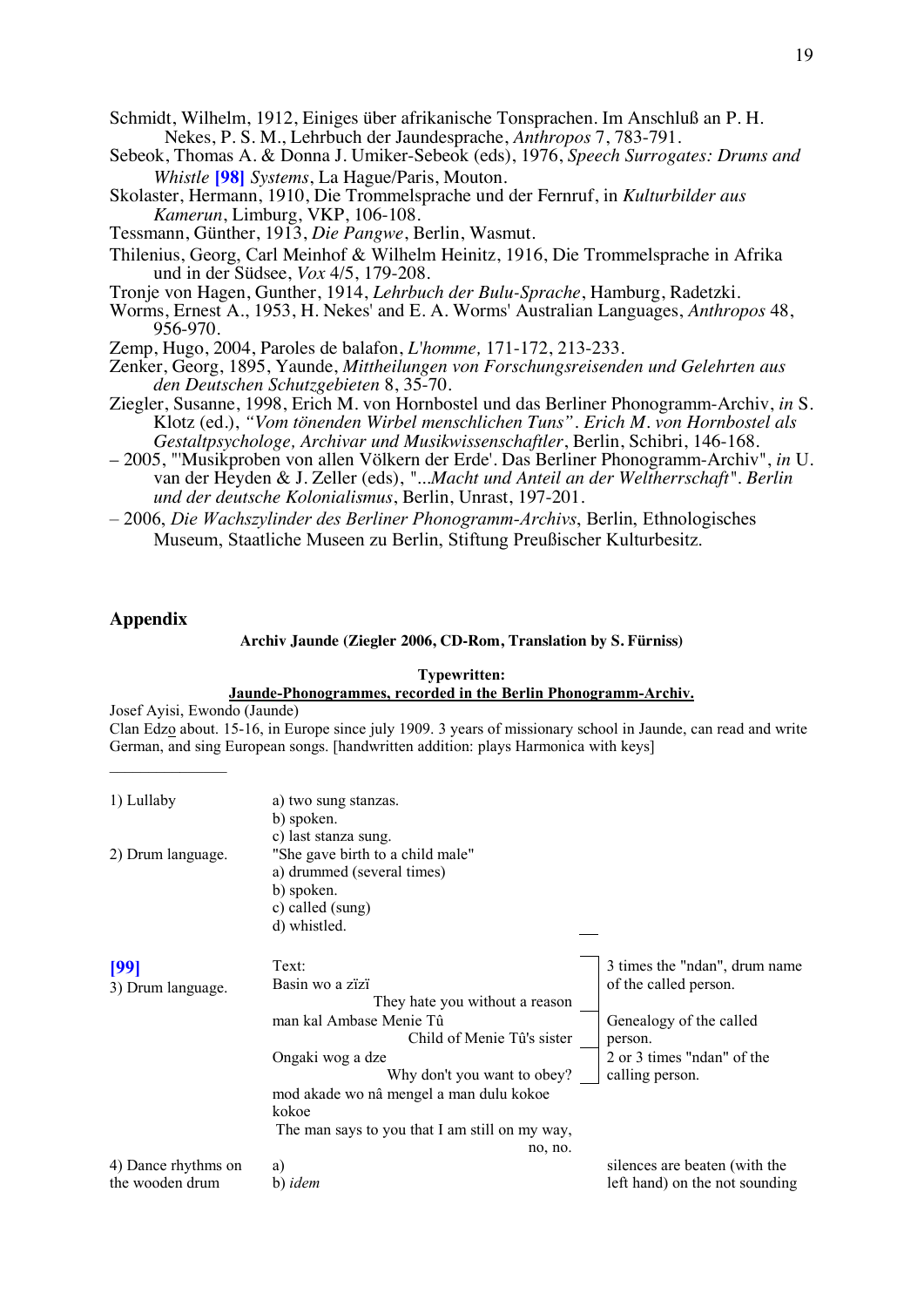Schmidt, Wilhelm, 1912, Einiges über afrikanische Tonsprachen. Im Anschluß an P. H. Nekes, P. S. M., Lehrbuch der Jaundesprache, *Anthropos* 7, 783-791.

Sebeok, Thomas A. & Donna J. Umiker-Sebeok (eds), 1976, *Speech Surrogates: Drums and Whistle* **[98]** *Systems*, La Hague/Paris, Mouton.

Skolaster, Hermann, 1910, Die Trommelsprache und der Fernruf, in *Kulturbilder aus Kamerun*, Limburg, VKP, 106-108.

Tessmann, Günther, 1913, *Die Pangwe*, Berlin, Wasmut.

Thilenius, Georg, Carl Meinhof & Wilhelm Heinitz, 1916, Die Trommelsprache in Afrika und in der Südsee, *Vox* 4/5, 179-208.

Tronje von Hagen, Gunther, 1914, *Lehrbuch der Bulu-Sprache*, Hamburg, Radetzki.

Worms, Ernest A., 1953, H. Nekes' and E. A. Worms' Australian Languages, *Anthropos* 48, 956-970.

Zemp, Hugo, 2004, Paroles de balafon, *L'homme,* 171-172, 213-233.

Zenker, Georg, 1895, Yaunde, *Mittheilungen von Forschungsreisenden und Gelehrten aus den Deutschen Schutzgebieten* 8, 35-70.

Ziegler, Susanne, 1998, Erich M. von Hornbostel und das Berliner Phonogramm-Archiv, *in* S. Klotz (ed.), *"Vom tönenden Wirbel menschlichen Tuns". Erich M. von Hornbostel als Gestaltpsychologe, Archivar und Musikwissenschaftler*, Berlin, Schibri, 146-168.

– 2005, "'Musikproben von allen Völkern der Erde'. Das Berliner Phonogramm-Archiv", *in* U. van der Heyden & J. Zeller (eds), "*...Macht und Anteil an der Weltherrschaft". Berlin und der deutsche Kolonialismus*, Berlin, Unrast, 197-201.

– 2006, *Die Wachszylinder des Berliner Phonogramm-Archivs*, Berlin, Ethnologisches Museum, Staatliche Museen zu Berlin, Stiftung Preußischer Kulturbesitz.

## Appendix

**Archiv Jaunde (Ziegler 2006, CD-Rom, Translation by S. Fürniss)**

**Typewritten:**
**Jaunde-Phonogrammes, recorded in the Berlin Phonogramm-Archiv.**

Josef Ayisi, Ewondo (Jaunde)
Clan Edzo about. 15-16, in Europe since july 1909. 3 years of missionary school in Jaunde, can read and write German, and sing European songs. [handwritten addition: plays Harmonica with keys]

---

1) Lullaby
- a) two sung stanzas.
- b) spoken.
- c) last stanza sung.

2) Drum language. "She gave birth to a child male"
- a) drummed (several times)
- b) spoken.
- c) called (sung)
- d) whistled.

**[99]**
3) Drum language.

Text:

| | | |
|---|---|---|
| Basin wo a zïzï | They hate you without a reason | 3 times the "ndan", drum name of the called person. |
| man kal Ambase Menie Tû | Child of Menie Tû's sister | Genealogy of the called person. |
| Ongaki wog a dze | Why don't you want to obey? | 2 or 3 times "ndan" of the calling person. |
| mod akade wo nâ mengel a man dulu kokoe kokoe | The man says to you that I am still on my way, no, no. | |

4) Dance rhythms on the wooden drum
- a)
- b) *idem*

silences are beaten (with the left hand) on the not sounding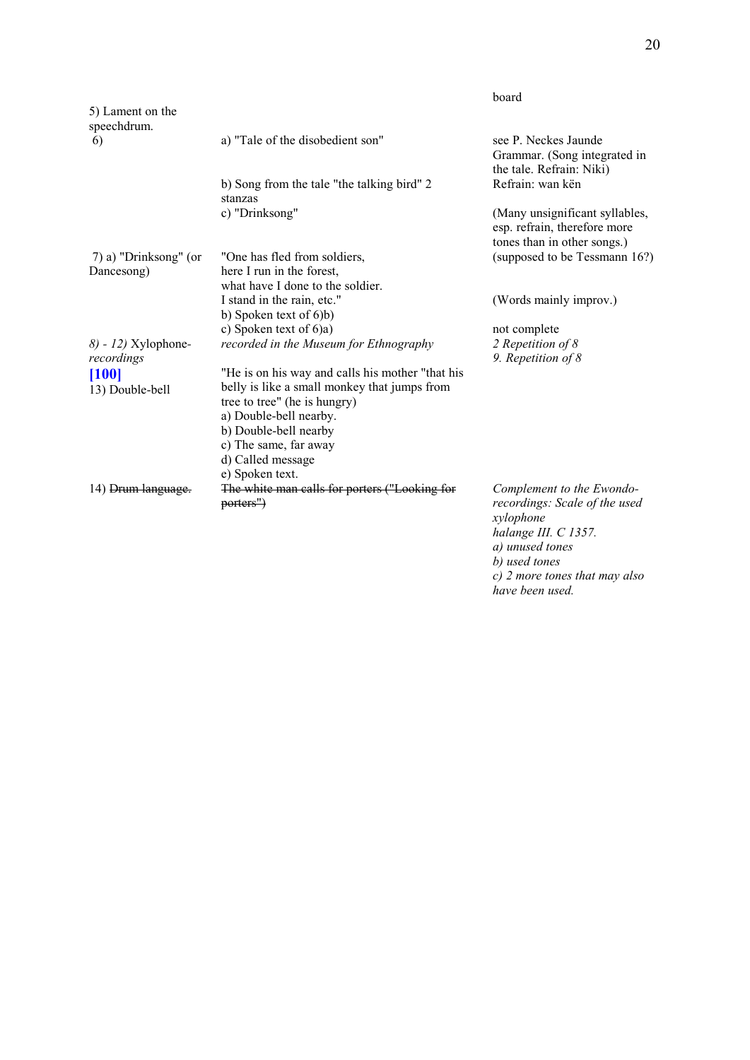| | | |
|---|---|---|
| | | board |
| 5) Lament on the speechdrum. | | |
| 6) | a) "Tale of the disobedient son" | see P. Neckes Jaunde Grammar. (Song integrated in the tale. Refrain: Niki) |
| | b) Song from the tale "the talking bird" 2 stanzas | Refrain: wan kën |
| | c) "Drinksong" | (Many unsignificant syllables, esp. refrain, therefore more tones than in other songs.) |
| 7) a) "Drinksong" (or Dancesong) | "One has fled from soldiers, here I run in the forest, what have I done to the soldier. I stand in the rain, etc." | (supposed to be Tessmann 16?) (Words mainly improv.) |
| | b) Spoken text of 6)b) | |
| | c) Spoken text of 6)a) | not complete |
| *8) - 12)* Xylophone-*recordings* | *recorded in the Museum for Ethnography* | *2 Repetition of 8* *9. Repetition of 8* |
| **[100]** 13) Double-bell | "He is on his way and calls his mother "that his belly is like a small monkey that jumps from tree to tree" (he is hungry) | |
| | a) Double-bell nearby. | |
| | b) Double-bell nearby | |
| | c) The same, far away | |
| | d) Called message | |
| | e) Spoken text. | |
| 14) ~~Drum language.~~ | ~~The white man calls for porters ("Looking for porters")~~ | *Complement to the Ewondo-recordings: Scale of the used xylophone halange III. C 1357.* *a) unused tones* *b) used tones* *c) 2 more tones that may also have been used.* |